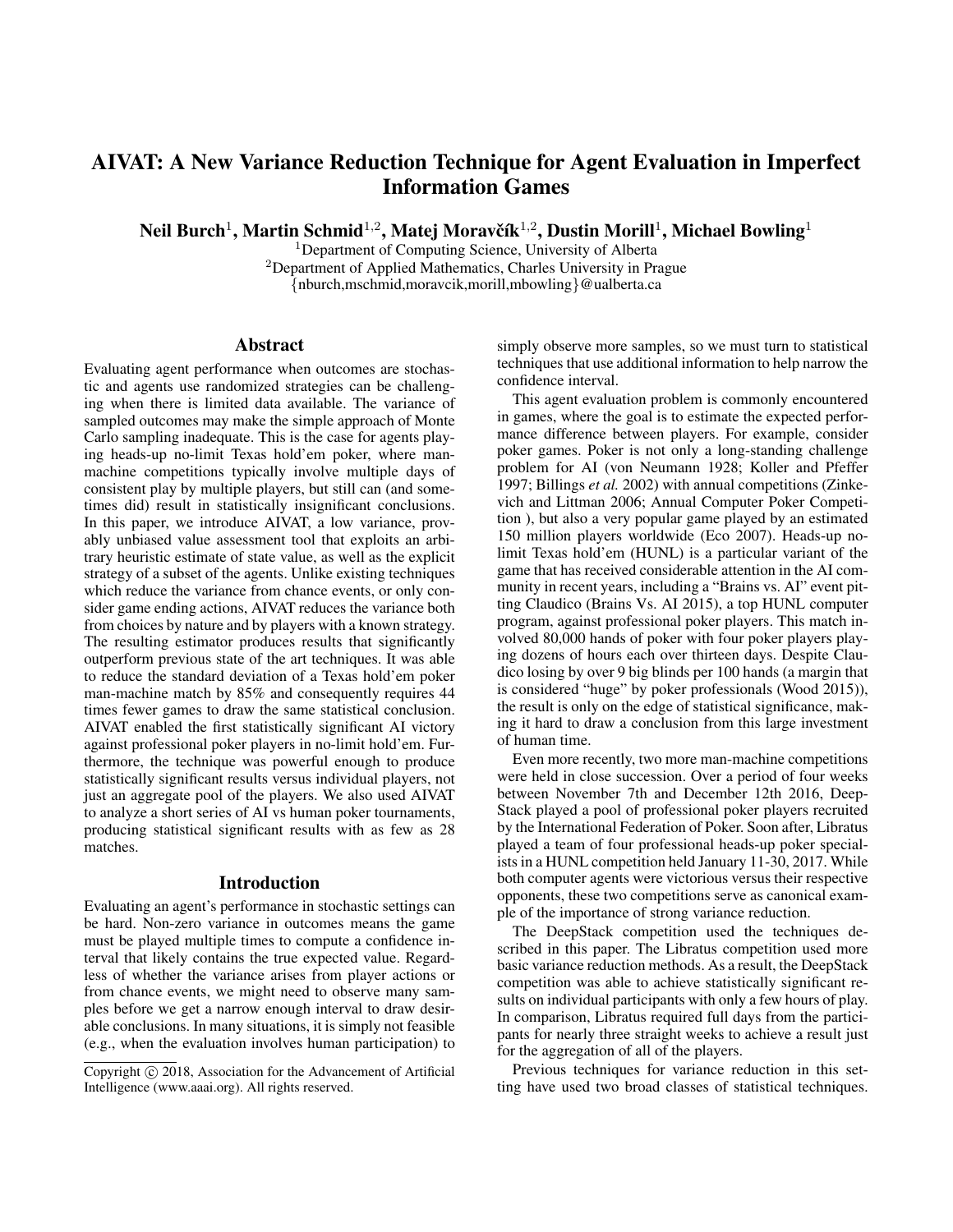# AIVAT: A New Variance Reduction Technique for Agent Evaluation in Imperfect Information Games

**Neil Burch**[1], **Martin Schmid**[1,2], **Matej Moravčík**[1,2], **Dustin Morill**[1], **Michael Bowling**[1]

[1]Department of Computing Science, University of Alberta
[2]Department of Applied Mathematics, Charles University in Prague
{nburch,mschmid,moravcik,morill,mbowling}@ualberta.ca

## Abstract

Evaluating agent performance when outcomes are stochastic and agents use randomized strategies can be challenging when there is limited data available. The variance of sampled outcomes may make the simple approach of Monte Carlo sampling inadequate. This is the case for agents playing heads-up no-limit Texas hold'em poker, where man-machine competitions typically involve multiple days of consistent play by multiple players, but still can (and sometimes did) result in statistically insignificant conclusions. In this paper, we introduce AIVAT, a low variance, provably unbiased value assessment tool that exploits an arbitrary heuristic estimate of state value, as well as the explicit strategy of a subset of the agents. Unlike existing techniques which reduce the variance from chance events, or only consider game ending actions, AIVAT reduces the variance both from choices by nature and by players with a known strategy. The resulting estimator produces results that significantly outperform previous state of the art techniques. It was able to reduce the standard deviation of a Texas hold'em poker man-machine match by 85% and consequently requires 44 times fewer games to draw the same statistical conclusion. AIVAT enabled the first statistically significant AI victory against professional poker players in no-limit hold'em. Furthermore, the technique was powerful enough to produce statistically significant results versus individual players, not just an aggregate pool of the players. We also used AIVAT to analyze a short series of AI vs human poker tournaments, producing statistical significant results with as few as 28 matches.

## Introduction

Evaluating an agent's performance in stochastic settings can be hard. Non-zero variance in outcomes means the game must be played multiple times to compute a confidence interval that likely contains the true expected value. Regardless of whether the variance arises from player actions or from chance events, we might need to observe many samples before we get a narrow enough interval to draw desirable conclusions. In many situations, it is simply not feasible (e.g., when the evaluation involves human participation) to simply observe more samples, so we must turn to statistical techniques that use additional information to help narrow the confidence interval.

This agent evaluation problem is commonly encountered in games, where the goal is to estimate the expected performance difference between players. For example, consider poker games. Poker is not only a long-standing challenge problem for AI (von Neumann 1928; Koller and Pfeffer 1997; Billings *et al.* 2002) with annual competitions (Zinkevich and Littman 2006; Annual Computer Poker Competition ), but also a very popular game played by an estimated 150 million players worldwide (Eco 2007). Heads-up no-limit Texas hold'em (HUNL) is a particular variant of the game that has received considerable attention in the AI community in recent years, including a "Brains vs. AI" event pitting Claudico (Brains Vs. AI 2015), a top HUNL computer program, against professional poker players. This match involved 80,000 hands of poker with four poker players playing dozens of hours each over thirteen days. Despite Claudico losing by over 9 big blinds per 100 hands (a margin that is considered "huge" by poker professionals (Wood 2015)), the result is only on the edge of statistical significance, making it hard to draw a conclusion from this large investment of human time.

Even more recently, two more man-machine competitions were held in close succession. Over a period of four weeks between November 7th and December 12th 2016, DeepStack played a pool of professional poker players recruited by the International Federation of Poker. Soon after, Libratus played a team of four professional heads-up poker specialists in a HUNL competition held January 11-30, 2017. While both computer agents were victorious versus their respective opponents, these two competitions serve as canonical example of the importance of strong variance reduction.

The DeepStack competition used the techniques described in this paper. The Libratus competition used more basic variance reduction methods. As a result, the DeepStack competition was able to achieve statistically significant results on individual participants with only a few hours of play. In comparison, Libratus required full days from the participants for nearly three straight weeks to achieve a result just for the aggregation of all of the players.

Previous techniques for variance reduction in this setting have used two broad classes of statistical techniques.

Copyright © 2018, Association for the Advancement of Artificial Intelligence (www.aaai.org). All rights reserved.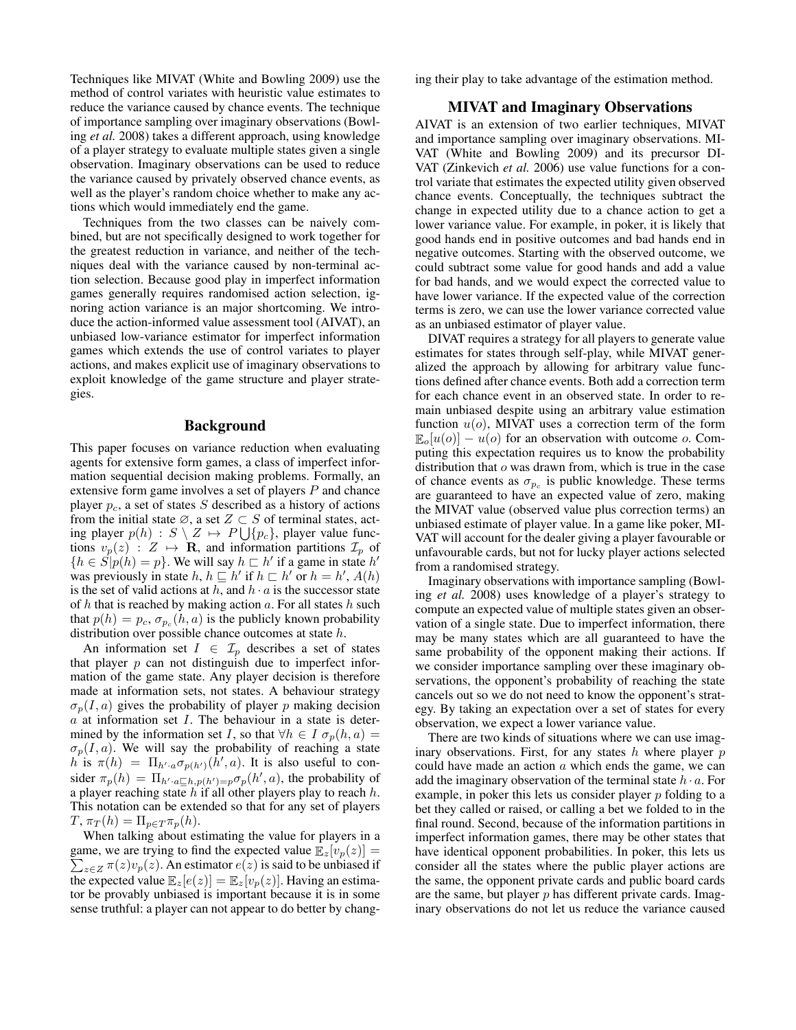Techniques like MIVAT (White and Bowling 2009) use the method of control variates with heuristic value estimates to reduce the variance caused by chance events. The technique of importance sampling over imaginary observations (Bowling *et al.* 2008) takes a different approach, using knowledge of a player strategy to evaluate multiple states given a single observation. Imaginary observations can be used to reduce the variance caused by privately observed chance events, as well as the player's random choice whether to make any actions which would immediately end the game.

Techniques from the two classes can be naively combined, but are not specifically designed to work together for the greatest reduction in variance, and neither of the techniques deal with the variance caused by non-terminal action selection. Because good play in imperfect information games generally requires randomised action selection, ignoring action variance is an major shortcoming. We introduce the action-informed value assessment tool (AIVAT), an unbiased low-variance estimator for imperfect information games which extends the use of control variates to player actions, and makes explicit use of imaginary observations to exploit knowledge of the game structure and player strategies.

## Background

This paper focuses on variance reduction when evaluating agents for extensive form games, a class of imperfect information sequential decision making problems. Formally, an extensive form game involves a set of players $P$ and chance player $p_c$, a set of states $S$ described as a history of actions from the initial state $\varnothing$, a set $Z \subset S$ of terminal states, acting player $p(h) : S \setminus Z \mapsto P \bigcup \{p_c\}$, player value functions $v_p(z) : Z \mapsto \mathbf{R}$, and information partitions $\mathcal{I}_p$ of $\{h \in S | p(h) = p\}$. We will say $h \sqsubset h'$ if a game in state $h'$ was previously in state $h$, $h \sqsubseteq h'$ if $h \sqsubset h'$ or $h = h'$, $A(h)$ is the set of valid actions at $h$, and $h \cdot a$ is the successor state of $h$ that is reached by making action $a$. For all states $h$ such that $p(h) = p_c$, $\sigma_{p_c}(h, a)$ is the publicly known probability distribution over possible chance outcomes at state $h$.

An information set $I \in \mathcal{I}_p$ describes a set of states that player $p$ can not distinguish due to imperfect information of the game state. Any player decision is therefore made at information sets, not states. A behaviour strategy $\sigma_p(I, a)$ gives the probability of player $p$ making decision $a$ at information set $I$. The behaviour in a state is determined by the information set $I$, so that $\forall h \in I\ \sigma_p(h, a) = \sigma_p(I, a)$. We will say the probability of reaching a state $h$ is $\pi(h) = \Pi_{h' \cdot a} \sigma_{p(h')}(h', a)$. It is also useful to consider $\pi_p(h) = \Pi_{h' \cdot a \sqsubseteq h, p(h') = p} \sigma_p(h', a)$, the probability of a player reaching state $h$ if all other players play to reach $h$. This notation can be extended so that for any set of players $T$, $\pi_T(h) = \Pi_{p \in T} \pi_p(h)$.

When talking about estimating the value for players in a game, we are trying to find the expected value $\mathbb{E}_z[v_p(z)] = \sum_{z \in Z} \pi(z) v_p(z)$. An estimator $e(z)$ is said to be unbiased if the expected value $\mathbb{E}_z[e(z)] = \mathbb{E}_z[v_p(z)]$. Having an estimator be provably unbiased is important because it is in some sense truthful: a player can not appear to do better by changing their play to take advantage of the estimation method.

## MIVAT and Imaginary Observations

AIVAT is an extension of two earlier techniques, MIVAT and importance sampling over imaginary observations. MIVAT (White and Bowling 2009) and its precursor DIVAT (Zinkevich *et al.* 2006) use value functions for a control variate that estimates the expected utility given observed chance events. Conceptually, the techniques subtract the change in expected utility due to a chance action to get a lower variance value. For example, in poker, it is likely that good hands end in positive outcomes and bad hands end in negative outcomes. Starting with the observed outcome, we could subtract some value for good hands and add a value for bad hands, and we would expect the corrected value to have lower variance. If the expected value of the correction terms is zero, we can use the lower variance corrected value as an unbiased estimator of player value.

DIVAT requires a strategy for all players to generate value estimates for states through self-play, while MIVAT generalized the approach by allowing for arbitrary value functions defined after chance events. Both add a correction term for each chance event in an observed state. In order to remain unbiased despite using an arbitrary value estimation function $u(o)$, MIVAT uses a correction term of the form $\mathbb{E}_o[u(o)] - u(o)$ for an observation with outcome $o$. Computing this expectation requires us to know the probability distribution that $o$ was drawn from, which is true in the case of chance events as $\sigma_{p_c}$ is public knowledge. These terms are guaranteed to have an expected value of zero, making the MIVAT value (observed value plus correction terms) an unbiased estimate of player value. In a game like poker, MIVAT will account for the dealer giving a player favourable or unfavourable cards, but not for lucky player actions selected from a randomised strategy.

Imaginary observations with importance sampling (Bowling *et al.* 2008) uses knowledge of a player's strategy to compute an expected value of multiple states given an observation of a single state. Due to imperfect information, there may be many states which are all guaranteed to have the same probability of the opponent making their actions. If we consider importance sampling over these imaginary observations, the opponent's probability of reaching the state cancels out so we do not need to know the opponent's strategy. By taking an expectation over a set of states for every observation, we expect a lower variance value.

There are two kinds of situations where we can use imaginary observations. First, for any states $h$ where player $p$ could have made an action $a$ which ends the game, we can add the imaginary observation of the terminal state $h \cdot a$. For example, in poker this lets us consider player $p$ folding to a bet they called or raised, or calling a bet we folded to in the final round. Second, because of the information partitions in imperfect information games, there may be other states that have identical opponent probabilities. In poker, this lets us consider all the states where the public player actions are the same, the opponent private cards and public board cards are the same, but player $p$ has different private cards. Imaginary observations do not let us reduce the variance caused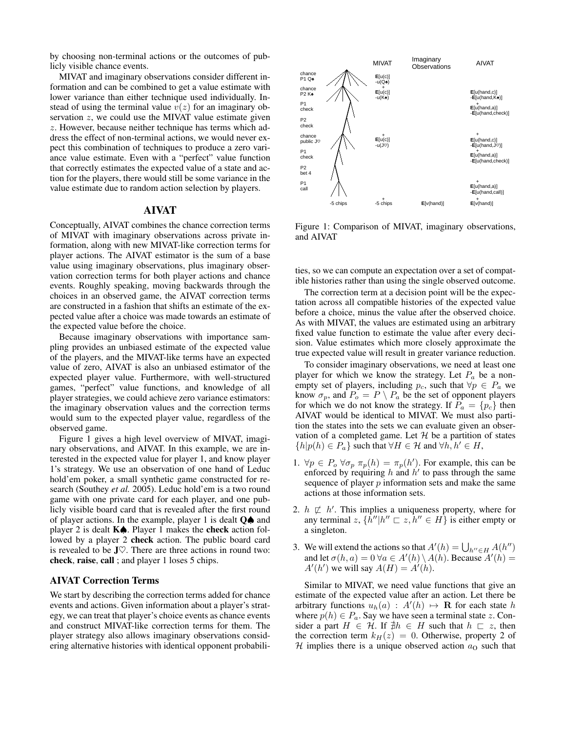by choosing non-terminal actions or the outcomes of publicly visible chance events.

MIVAT and imaginary observations consider different information and can be combined to get a value estimate with lower variance than either technique used individually. Instead of using the terminal value $v(z)$ for an imaginary observation $z$, we could use the MIVAT value estimate given $z$. However, because neither technique has terms which address the effect of non-terminal actions, we would never expect this combination of techniques to produce a zero variance value estimate. Even with a "perfect" value function that correctly estimates the expected value of a state and action for the players, there would still be some variance in the value estimate due to random action selection by players.

## AIVAT

Conceptually, AIVAT combines the chance correction terms of MIVAT with imaginary observations across private information, along with new MIVAT-like correction terms for player actions. The AIVAT estimator is the sum of a base value using imaginary observations, plus imaginary observation correction terms for both player actions and chance events. Roughly speaking, moving backwards through the choices in an observed game, the AIVAT correction terms are constructed in a fashion that shifts an estimate of the expected value after a choice was made towards an estimate of the expected value before the choice.

Because imaginary observations with importance sampling provides an unbiased estimate of the expected value of the players, and the MIVAT-like terms have an expected value of zero, AIVAT is also an unbiased estimator of the expected player value. Furthermore, with well-structured games, "perfect" value functions, and knowledge of all player strategies, we could achieve zero variance estimators: the imaginary observation values and the correction terms would sum to the expected player value, regardless of the observed game.

Figure 1 gives a high level overview of MIVAT, imaginary observations, and AIVAT. In this example, we are interested in the expected value for player 1, and know player 1's strategy. We use an observation of one hand of Leduc hold'em poker, a small synthetic game constructed for research (Southey *et al.* 2005). Leduc hold'em is a two round game with one private card for each player, and one publicly visible board card that is revealed after the first round of player actions. In the example, player 1 is dealt **Q♠** and player 2 is dealt **K♠**. Player 1 makes the **check** action followed by a player 2 **check** action. The public board card is revealed to be **J♡**. There are three actions in round two: **check**, **raise**, **call** ; and player 1 loses 5 chips.

Figure 1: Comparison of MIVAT, imaginary observations, and AIVAT

### AIVAT Correction Terms

We start by describing the correction terms added for chance events and actions. Given information about a player's strategy, we can treat that player's choice events as chance events and construct MIVAT-like correction terms for them. The player strategy also allows imaginary observations considering alternative histories with identical opponent probabilities, so we can compute an expectation over a set of compatible histories rather than using the single observed outcome.

The correction term at a decision point will be the expectation across all compatible histories of the expected value before a choice, minus the value after the observed choice. As with MIVAT, the values are estimated using an arbitrary fixed value function to estimate the value after every decision. Value estimates which more closely approximate the true expected value will result in greater variance reduction.

To consider imaginary observations, we need at least one player for which we know the strategy. Let $P_a$ be a non-empty set of players, including $p_c$, such that $\forall p \in P_a$ we know $\sigma_p$, and $P_o = P \setminus P_a$ be the set of opponent players for which we do not know the strategy. If $P_a = \{p_c\}$ then AIVAT would be identical to MIVAT. We must also partition the states into the sets we can evaluate given an observation of a completed game. Let $\mathcal{H}$ be a partition of states $\{h | p(h) \in P_a\}$ such that $\forall H \in \mathcal{H}$ and $\forall h, h' \in H$,

1. $\forall p \in P_o \; \forall \sigma_p \; \pi_p(h) = \pi_p(h')$. For example, this can be enforced by requiring $h$ and $h'$ to pass through the same sequence of player $p$ information sets and make the same actions at those information sets.
2. $h \not\sqsubset h'$. This implies a uniqueness property, where for any terminal $z$, $\{h'' | h'' \sqsubset z, h'' \in H\}$ is either empty or a singleton.
3. We will extend the actions so that $A'(h) = \bigcup_{h'' \in H} A(h'')$ and let $\sigma(h, a) = 0 \; \forall a \in A'(h) \setminus A(h)$. Because $A'(h) = A'(h')$ we will say $A(H) = A'(h)$.

Similar to MIVAT, we need value functions that give an estimate of the expected value after an action. Let there be arbitrary functions $u_h(a) : A'(h) \mapsto \mathbf{R}$ for each state $h$ where $p(h) \in P_a$. Say we have seen a terminal state $z$. Consider a part $H \in \mathcal{H}$. If $\nexists h \in H$ such that $h \sqsubset z$, then the correction term $k_H(z) = 0$. Otherwise, property 2 of $\mathcal{H}$ implies there is a unique observed action $a_O$ such that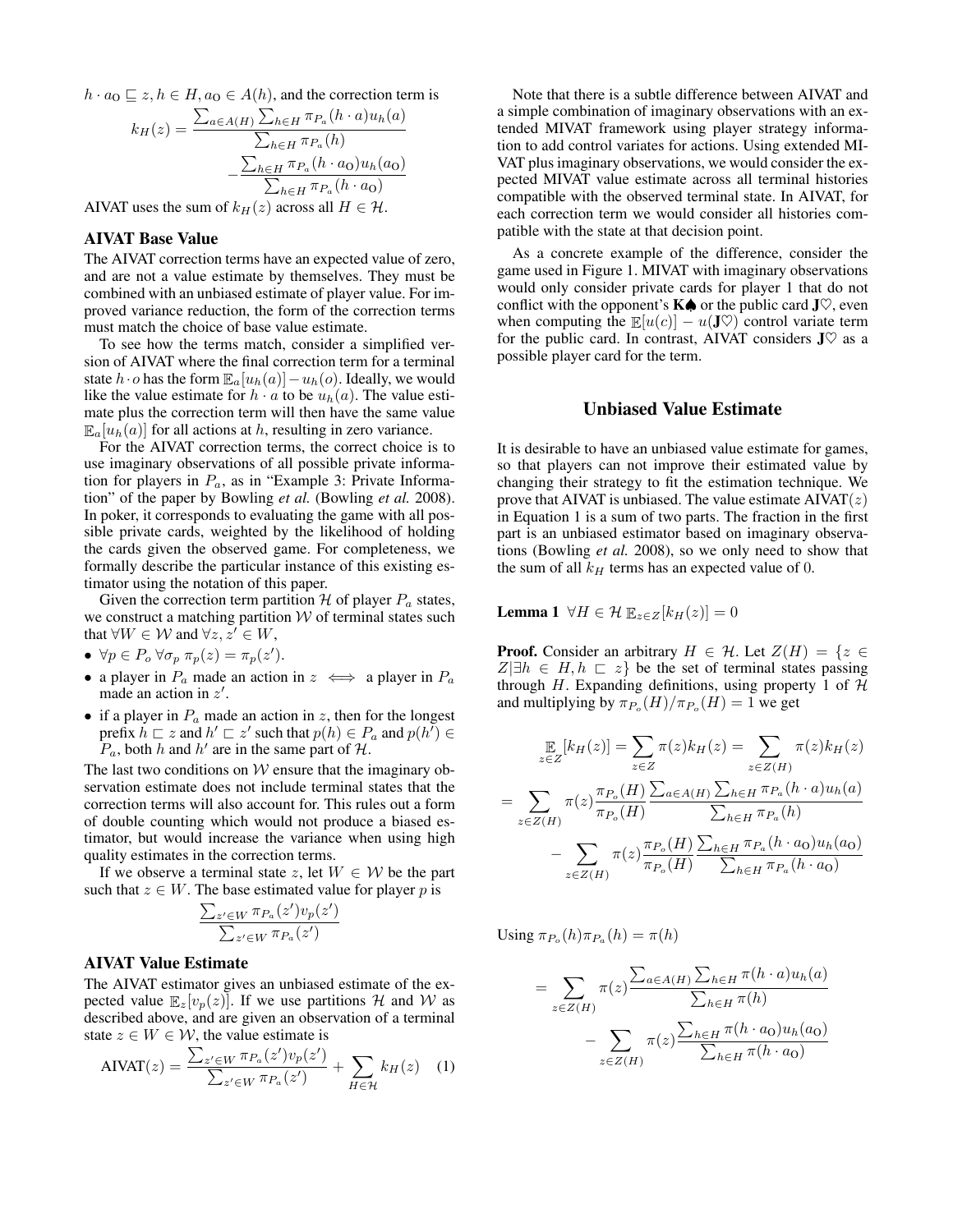$h \cdot a_O \sqsubseteq z, h \in H, a_O \in A(h)$, and the correction term is

$$k_H(z) = \frac{\sum_{a \in A(H)} \sum_{h \in H} \pi_{P_a}(h \cdot a) u_h(a)}{\sum_{h \in H} \pi_{P_a}(h)} - \frac{\sum_{h \in H} \pi_{P_a}(h \cdot a_O) u_h(a_O)}{\sum_{h \in H} \pi_{P_a}(h \cdot a_O)}$$

AIVAT uses the sum of $k_H(z)$ across all $H \in \mathcal{H}$.

### AIVAT Base Value

The AIVAT correction terms have an expected value of zero, and are not a value estimate by themselves. They must be combined with an unbiased estimate of player value. For improved variance reduction, the form of the correction terms must match the choice of base value estimate.

To see how the terms match, consider a simplified version of AIVAT where the final correction term for a terminal state $h \cdot o$ has the form $\mathbb{E}_a[u_h(a)] - u_h(o)$. Ideally, we would like the value estimate for $h \cdot a$ to be $u_h(a)$. The value estimate plus the correction term will then have the same value $\mathbb{E}_a[u_h(a)]$ for all actions at $h$, resulting in zero variance.

For the AIVAT correction terms, the correct choice is to use imaginary observations of all possible private information for players in $P_a$, as in "Example 3: Private Information" of the paper by Bowling *et al.* (Bowling *et al.* 2008). In poker, it corresponds to evaluating the game with all possible private cards, weighted by the likelihood of holding the cards given the observed game. For completeness, we formally describe the particular instance of this existing estimator using the notation of this paper.

Given the correction term partition $\mathcal{H}$ of player $P_a$ states, we construct a matching partition $\mathcal{W}$ of terminal states such that $\forall W \in \mathcal{W}$ and $\forall z, z' \in W$,

- $\forall p \in P_o \; \forall \sigma_p \; \pi_p(z) = \pi_p(z')$.
- a player in $P_a$ made an action in $z \iff$ a player in $P_a$ made an action in $z'$.
- if a player in $P_a$ made an action in $z$, then for the longest prefix $h \sqsubset z$ and $h' \sqsubset z'$ such that $p(h) \in P_a$ and $p(h') \in P_a$, both $h$ and $h'$ are in the same part of $\mathcal{H}$.

The last two conditions on $\mathcal{W}$ ensure that the imaginary observation estimate does not include terminal states that the correction terms will also account for. This rules out a form of double counting which would not produce a biased estimator, but would increase the variance when using high quality estimates in the correction terms.

If we observe a terminal state $z$, let $W \in \mathcal{W}$ be the part such that $z \in W$. The base estimated value for player $p$ is

$$\frac{\sum_{z' \in W} \pi_{P_a}(z') v_p(z')}{\sum_{z' \in W} \pi_{P_a}(z')}$$

### AIVAT Value Estimate

The AIVAT estimator gives an unbiased estimate of the expected value $\mathbb{E}_z[v_p(z)]$. If we use partitions $\mathcal{H}$ and $\mathcal{W}$ as described above, and are given an observation of a terminal state $z \in W \in \mathcal{W}$, the value estimate is

$$\text{AIVAT}(z) = \frac{\sum_{z' \in W} \pi_{P_a}(z') v_p(z')}{\sum_{z' \in W} \pi_{P_a}(z')} + \sum_{H \in \mathcal{H}} k_H(z) \quad (1)$$

Note that there is a subtle difference between AIVAT and a simple combination of imaginary observations with an extended MIVAT framework using player strategy information to add control variates for actions. Using extended MIVAT plus imaginary observations, we would consider the expected MIVAT value estimate across all terminal histories compatible with the observed terminal state. In AIVAT, for each correction term we would consider all histories compatible with the state at that decision point.

As a concrete example of the difference, consider the game used in Figure 1. MIVAT with imaginary observations would only consider private cards for player 1 that do not conflict with the opponent's **K♠** or the public card **J♡**, even when computing the $\mathbb{E}[u(c)] - u(\mathbf{J}\heartsuit)$ control variate term for the public card. In contrast, AIVAT considers **J♡** as a possible player card for the term.

## Unbiased Value Estimate

It is desirable to have an unbiased value estimate for games, so that players can not improve their estimated value by changing their strategy to fit the estimation technique. We prove that AIVAT is unbiased. The value estimate AIVAT$(z)$ in Equation 1 is a sum of two parts. The fraction in the first part is an unbiased estimator based on imaginary observations (Bowling *et al.* 2008), so we only need to show that the sum of all $k_H$ terms has an expected value of 0.

**Lemma 1** $\forall H \in \mathcal{H} \; \mathbb{E}_{z \in Z}[k_H(z)] = 0$

**Proof.** Consider an arbitrary $H \in \mathcal{H}$. Let $Z(H) = \{z \in Z | \exists h \in H, h \sqsubset z\}$ be the set of terminal states passing through $H$. Expanding definitions, using property 1 of $\mathcal{H}$ and multiplying by $\pi_{P_o}(H)/\pi_{P_o}(H) = 1$ we get

$$\begin{aligned}
\mathop{\mathbb{E}}_{z \in Z}[k_H(z)] &= \sum_{z \in Z} \pi(z) k_H(z) = \sum_{z \in Z(H)} \pi(z) k_H(z) \\
&= \sum_{z \in Z(H)} \pi(z) \frac{\pi_{P_o}(H)}{\pi_{P_o}(H)} \frac{\sum_{a \in A(H)} \sum_{h \in H} \pi_{P_a}(h \cdot a) u_h(a)}{\sum_{h \in H} \pi_{P_a}(h)} \\
&\quad - \sum_{z \in Z(H)} \pi(z) \frac{\pi_{P_o}(H)}{\pi_{P_o}(H)} \frac{\sum_{h \in H} \pi_{P_a}(h \cdot a_O) u_h(a_O)}{\sum_{h \in H} \pi_{P_a}(h \cdot a_O)}
\end{aligned}$$

Using $\pi_{P_o}(h) \pi_{P_a}(h) = \pi(h)$

$$\begin{aligned}
&= \sum_{z \in Z(H)} \pi(z) \frac{\sum_{a \in A(H)} \sum_{h \in H} \pi(h \cdot a) u_h(a)}{\sum_{h \in H} \pi(h)} \\
&\quad - \sum_{z \in Z(H)} \pi(z) \frac{\sum_{h \in H} \pi(h \cdot a_O) u_h(a_O)}{\sum_{h \in H} \pi(h \cdot a_O)}
\end{aligned}$$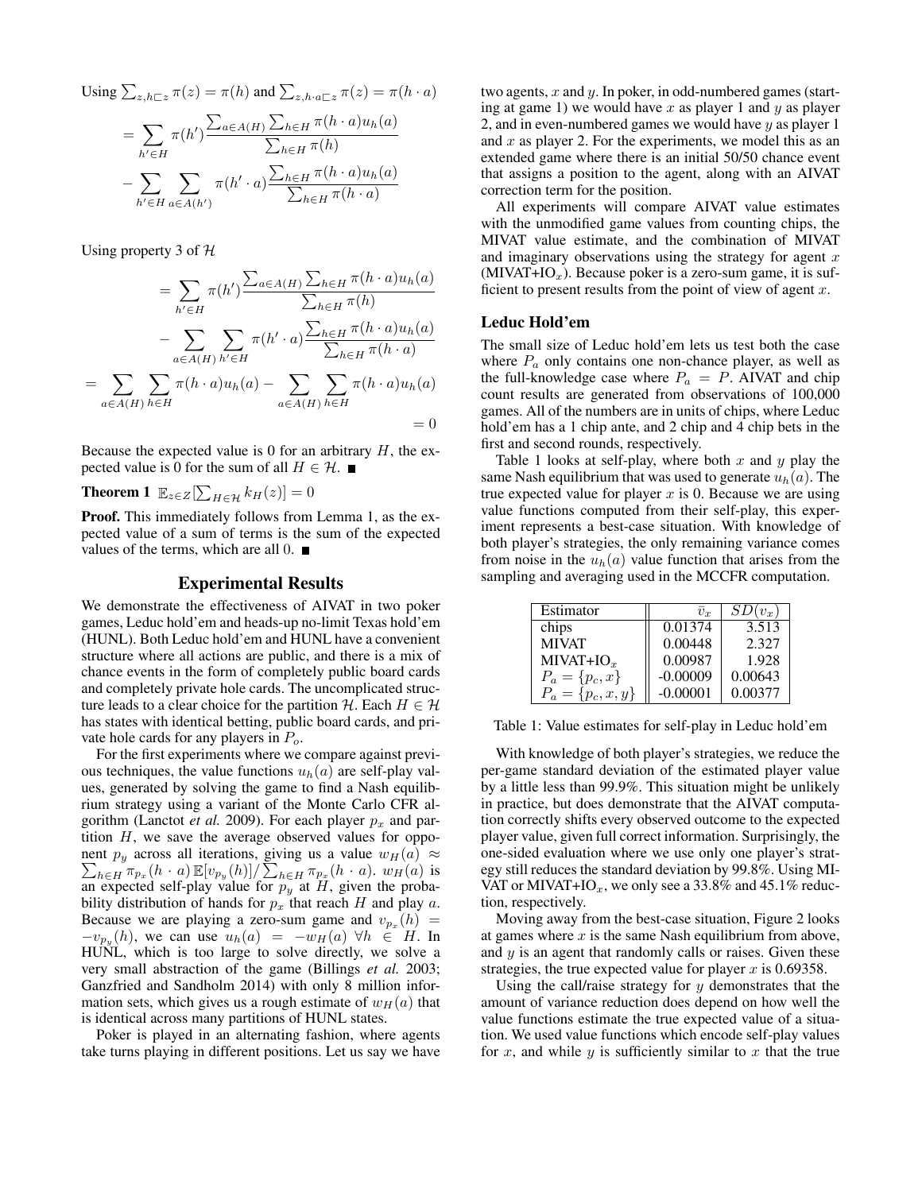Using $\sum_{z,h\sqsubset z} \pi(z) = \pi(h)$ and $\sum_{z,h\cdot a\sqsubset z} \pi(z) = \pi(h \cdot a)$

$$= \sum_{h'\in H} \pi(h') \frac{\sum_{a\in A(H)} \sum_{h\in H} \pi(h \cdot a) u_h(a)}{\sum_{h\in H} \pi(h)}$$
$$- \sum_{h'\in H} \sum_{a\in A(h')} \pi(h' \cdot a) \frac{\sum_{h\in H} \pi(h \cdot a) u_h(a)}{\sum_{h\in H} \pi(h \cdot a)}$$

Using property 3 of $\mathcal{H}$

$$= \sum_{h'\in H} \pi(h') \frac{\sum_{a\in A(H)} \sum_{h\in H} \pi(h \cdot a) u_h(a)}{\sum_{h\in H} \pi(h)}$$
$$- \sum_{a\in A(H)} \sum_{h'\in H} \pi(h' \cdot a) \frac{\sum_{h\in H} \pi(h \cdot a) u_h(a)}{\sum_{h\in H} \pi(h \cdot a)}$$
$$= \sum_{a\in A(H)} \sum_{h\in H} \pi(h \cdot a) u_h(a) - \sum_{a\in A(H)} \sum_{h\in H} \pi(h \cdot a) u_h(a)$$
$$= 0$$

Because the expected value is 0 for an arbitrary $H$, the expected value is 0 for the sum of all $H \in \mathcal{H}$. ■

**Theorem 1** $\mathbb{E}_{z\in Z}[\sum_{H\in\mathcal{H}} k_H(z)] = 0$

**Proof.** This immediately follows from Lemma 1, as the expected value of a sum of terms is the sum of the expected values of the terms, which are all 0. ■

## Experimental Results

We demonstrate the effectiveness of AIVAT in two poker games, Leduc hold'em and heads-up no-limit Texas hold'em (HUNL). Both Leduc hold'em and HUNL have a convenient structure where all actions are public, and there is a mix of chance events in the form of completely public board cards and completely private hole cards. The uncomplicated structure leads to a clear choice for the partition $\mathcal{H}$. Each $H \in \mathcal{H}$ has states with identical betting, public board cards, and private hole cards for any players in $P_o$.

For the first experiments where we compare against previous techniques, the value functions $u_h(a)$ are self-play values, generated by solving the game to find a Nash equilibrium strategy using a variant of the Monte Carlo CFR algorithm (Lanctot *et al.* 2009). For each player $p_x$ and partition $H$, we save the average observed values for opponent $p_y$ across all iterations, giving us a value $w_H(a) \approx \sum_{h\in H} \pi_{p_x}(h \cdot a)\,\mathbb{E}[v_{p_y}(h)]/\sum_{h\in H} \pi_{p_x}(h \cdot a)$. $w_H(a)$ is an expected self-play value for $p_y$ at $H$, given the probability distribution of hands for $p_x$ that reach $H$ and play $a$. Because we are playing a zero-sum game and $v_{p_x}(h) = -v_{p_y}(h)$, we can use $u_h(a) = -w_H(a)\ \forall h \in H$. In HUNL, which is too large to solve directly, we solve a very small abstraction of the game (Billings *et al.* 2003; Ganzfried and Sandholm 2014) with only 8 million information sets, which gives us a rough estimate of $w_H(a)$ that is identical across many partitions of HUNL states.

Poker is played in an alternating fashion, where agents take turns playing in different positions. Let us say we have two agents, $x$ and $y$. In poker, in odd-numbered games (starting at game 1) we would have $x$ as player 1 and $y$ as player 2, and in even-numbered games we would have $y$ as player 1 and $x$ as player 2. For the experiments, we model this as an extended game where there is an initial 50/50 chance event that assigns a position to the agent, along with an AIVAT correction term for the position.

All experiments will compare AIVAT value estimates with the unmodified game values from counting chips, the MIVAT value estimate, and the combination of MIVAT and imaginary observations using the strategy for agent $x$ (MIVAT+IO$_x$). Because poker is a zero-sum game, it is sufficient to present results from the point of view of agent $x$.

### Leduc Hold'em

The small size of Leduc hold'em lets us test both the case where $P_a$ only contains one non-chance player, as well as the full-knowledge case where $P_a = P$. AIVAT and chip count results are generated from observations of 100,000 games. All of the numbers are in units of chips, where Leduc hold'em has a 1 chip ante, and 2 chip and 4 chip bets in the first and second rounds, respectively.

Table 1 looks at self-play, where both $x$ and $y$ play the same Nash equilibrium that was used to generate $u_h(a)$. The true expected value for player $x$ is 0. Because we are using value functions computed from their self-play, this experiment represents a best-case situation. With knowledge of both player's strategies, the only remaining variance comes from noise in the $u_h(a)$ value function that arises from the sampling and averaging used in the MCCFR computation.

| Estimator | $\bar{v}_x$ | $SD(v_x)$ |
|---|---|---|
| chips | 0.01374 | 3.513 |
| MIVAT | 0.00448 | 2.327 |
| MIVAT+IO$_x$ | 0.00987 | 1.928 |
| $P_a = \{p_c, x\}$ | -0.00009 | 0.00643 |
| $P_a = \{p_c, x, y\}$ | -0.00001 | 0.00377 |

Table 1: Value estimates for self-play in Leduc hold'em

With knowledge of both player's strategies, we reduce the per-game standard deviation of the estimated player value by a little less than 99.9%. This situation might be unlikely in practice, but does demonstrate that the AIVAT computation correctly shifts every observed outcome to the expected player value, given full correct information. Surprisingly, the one-sided evaluation where we use only one player's strategy still reduces the standard deviation by 99.8%. Using MIVAT or MIVAT+IO$_x$, we only see a 33.8% and 45.1% reduction, respectively.

Moving away from the best-case situation, Figure 2 looks at games where $x$ is the same Nash equilibrium from above, and $y$ is an agent that randomly calls or raises. Given these strategies, the true expected value for player $x$ is 0.69358.

Using the call/raise strategy for $y$ demonstrates that the amount of variance reduction does depend on how well the value functions estimate the true expected value of a situation. We used value functions which encode self-play values for $x$, and while $y$ is sufficiently similar to $x$ that the true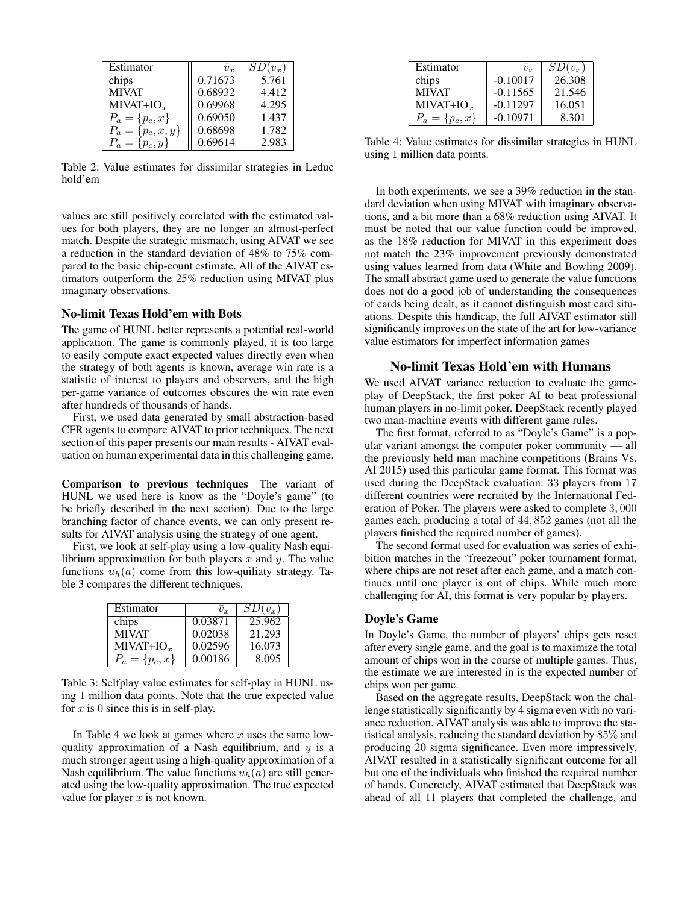| Estimator | $\bar{v}_x$ | $SD(v_x)$ |
|---|---|---|
| chips | 0.71673 | 5.761 |
| MIVAT | 0.68932 | 4.412 |
| MIVAT+IO$_x$ | 0.69968 | 4.295 |
| $P_a = \{p_c, x\}$ | 0.69050 | 1.437 |
| $P_a = \{p_c, x, y\}$ | 0.68698 | 1.782 |
| $P_a = \{p_c, y\}$ | 0.69614 | 2.983 |

Table 2: Value estimates for dissimilar strategies in Leduc hold'em

values are still positively correlated with the estimated values for both players, they are no longer an almost-perfect match. Despite the strategic mismatch, using AIVAT we see a reduction in the standard deviation of 48% to 75% compared to the basic chip-count estimate. All of the AIVAT estimators outperform the 25% reduction using MIVAT plus imaginary observations.

### No-limit Texas Hold'em with Bots

The game of HUNL better represents a potential real-world application. The game is commonly played, it is too large to easily compute exact expected values directly even when the strategy of both agents is known, average win rate is a statistic of interest to players and observers, and the high per-game variance of outcomes obscures the win rate even after hundreds of thousands of hands.

First, we used data generated by small abstraction-based CFR agents to compare AIVAT to prior techniques. The next section of this paper presents our main results - AIVAT evaluation on human experimental data in this challenging game.

**Comparison to previous techniques** The variant of HUNL we used here is know as the "Doyle's game" (to be briefly described in the next section). Due to the large branching factor of chance events, we can only present results for AIVAT analysis using the strategy of one agent.

First, we look at self-play using a low-quality Nash equilibrium approximation for both players $x$ and $y$. The value functions $u_h(a)$ come from this low-quiliaty strategy. Table 3 compares the different techniques.

| Estimator | $\bar{v}_x$ | $SD(v_x)$ |
|---|---|---|
| chips | 0.03871 | 25.962 |
| MIVAT | 0.02038 | 21.293 |
| MIVAT+IO$_x$ | 0.02596 | 16.073 |
| $P_a = \{p_c, x\}$ | 0.00186 | 8.095 |

Table 3: Selfplay value estimates for self-play in HUNL using 1 million data points. Note that the true expected value for $x$ is 0 since this is in self-play.

In Table 4 we look at games where $x$ uses the same low-quality approximation of a Nash equilibrium, and $y$ is a much stronger agent using a high-quality approximation of a Nash equilibrium. The value functions $u_h(a)$ are still generated using the low-quality approximation. The true expected value for player $x$ is not known.

| Estimator | $\bar{v}_x$ | $SD(v_x)$ |
|---|---|---|
| chips | -0.10017 | 26.308 |
| MIVAT | -0.11565 | 21.546 |
| MIVAT+IO$_x$ | -0.11297 | 16.051 |
| $P_a = \{p_c, x\}$ | -0.10971 | 8.301 |

Table 4: Value estimates for dissimilar strategies in HUNL using 1 million data points.

In both experiments, we see a 39% reduction in the standard deviation when using MIVAT with imaginary observations, and a bit more than a 68% reduction using AIVAT. It must be noted that our value function could be improved, as the 18% reduction for MIVAT in this experiment does not match the 23% improvement previously demonstrated using values learned from data (White and Bowling 2009). The small abstract game used to generate the value functions does not do a good job of understanding the consequences of cards being dealt, as it cannot distinguish most card situations. Despite this handicap, the full AIVAT estimator still significantly improves on the state of the art for low-variance value estimators for imperfect information games

## No-limit Texas Hold'em with Humans

We used AIVAT variance reduction to evaluate the gameplay of DeepStack, the first poker AI to beat professional human players in no-limit poker. DeepStack recently played two man-machine events with different game rules.

The first format, referred to as "Doyle's Game" is a popular variant amongst the computer poker community — all the previously held man machine competitions (Brains Vs. AI 2015) used this particular game format. This format was used during the DeepStack evaluation: 33 players from 17 different countries were recruited by the International Federation of Poker. The players were asked to complete 3,000 games each, producing a total of 44,852 games (not all the players finished the required number of games).

The second format used for evaluation was series of exhibition matches in the "freezeout" poker tournament format, where chips are not reset after each game, and a match continues until one player is out of chips. While much more challenging for AI, this format is very popular by players.

### Doyle's Game

In Doyle's Game, the number of players' chips gets reset after every single game, and the goal is to maximize the total amount of chips won in the course of multiple games. Thus, the estimate we are interested in is the expected number of chips won per game.

Based on the aggregate results, DeepStack won the challenge statistically significantly by 4 sigma even with no variance reduction. AIVAT analysis was able to improve the statistical analysis, reducing the standard deviation by 85% and producing 20 sigma significance. Even more impressively, AIVAT resulted in a statistically significant outcome for all but one of the individuals who finished the required number of hands. Concretely, AIVAT estimated that DeepStack was ahead of all 11 players that completed the challenge, and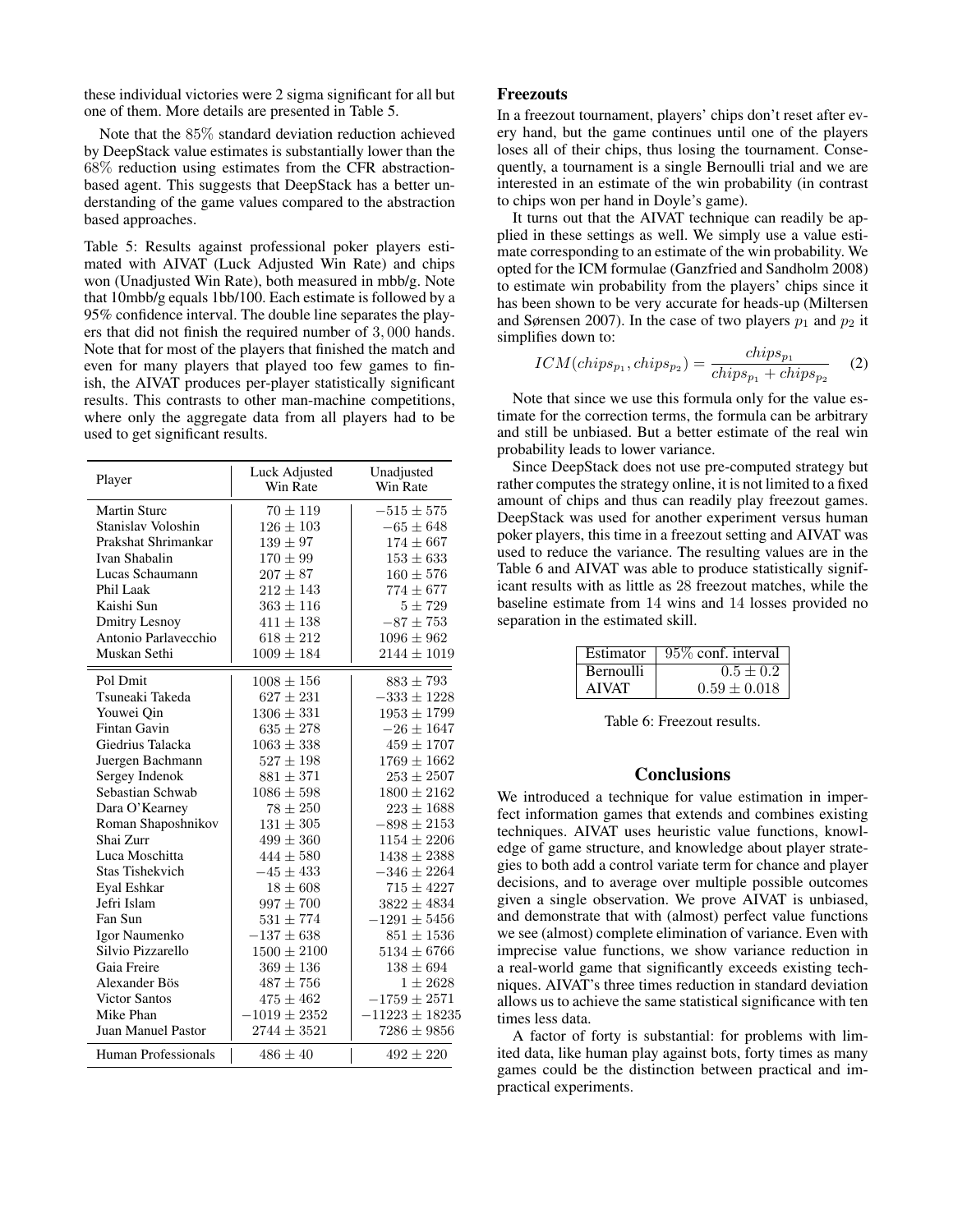these individual victories were 2 sigma significant for all but one of them. More details are presented in Table 5.

Note that the 85% standard deviation reduction achieved by DeepStack value estimates is substantially lower than the 68% reduction using estimates from the CFR abstraction-based agent. This suggests that DeepStack has a better understanding of the game values compared to the abstraction based approaches.

Table 5: Results against professional poker players estimated with AIVAT (Luck Adjusted Win Rate) and chips won (Unadjusted Win Rate), both measured in mbb/g. Note that 10mbb/g equals 1bb/100. Each estimate is followed by a 95% confidence interval. The double line separates the players that did not finish the required number of 3,000 hands. Note that for most of the players that finished the match and even for many players that played too few games to finish, the AIVAT produces per-player statistically significant results. This contrasts to other man-machine competitions, where only the aggregate data from all players had to be used to get significant results.

| Player | Luck Adjusted Win Rate | Unadjusted Win Rate |
|---|---|---|
| Martin Sturc | $70 \pm 119$ | $-515 \pm 575$ |
| Stanislav Voloshin | $126 \pm 103$ | $-65 \pm 648$ |
| Prakshat Shrimankar | $139 \pm 97$ | $174 \pm 667$ |
| Ivan Shabalin | $170 \pm 99$ | $153 \pm 633$ |
| Lucas Schaumann | $207 \pm 87$ | $160 \pm 576$ |
| Phil Laak | $212 \pm 143$ | $774 \pm 677$ |
| Kaishi Sun | $363 \pm 116$ | $5 \pm 729$ |
| Dmitry Lesnoy | $411 \pm 138$ | $-87 \pm 753$ |
| Antonio Parlavecchio | $618 \pm 212$ | $1096 \pm 962$ |
| Muskan Sethi | $1009 \pm 184$ | $2144 \pm 1019$ |
| Pol Dmit | $1008 \pm 156$ | $883 \pm 793$ |
| Tsuneaki Takeda | $627 \pm 231$ | $-333 \pm 1228$ |
| Youwei Qin | $1306 \pm 331$ | $1953 \pm 1799$ |
| Fintan Gavin | $635 \pm 278$ | $-26 \pm 1647$ |
| Giedrius Talacka | $1063 \pm 338$ | $459 \pm 1707$ |
| Juergen Bachmann | $527 \pm 198$ | $1769 \pm 1662$ |
| Sergey Indenok | $881 \pm 371$ | $253 \pm 2507$ |
| Sebastian Schwab | $1086 \pm 598$ | $1800 \pm 2162$ |
| Dara O'Kearney | $78 \pm 250$ | $223 \pm 1688$ |
| Roman Shaposhnikov | $131 \pm 305$ | $-898 \pm 2153$ |
| Shai Zurr | $499 \pm 360$ | $1154 \pm 2206$ |
| Luca Moschitta | $444 \pm 580$ | $1438 \pm 2388$ |
| Stas Tishekvich | $-45 \pm 433$ | $-346 \pm 2264$ |
| Eyal Eshkar | $18 \pm 608$ | $715 \pm 4227$ |
| Jefri Islam | $997 \pm 700$ | $3822 \pm 4834$ |
| Fan Sun | $531 \pm 774$ | $-1291 \pm 5456$ |
| Igor Naumenko | $-137 \pm 638$ | $851 \pm 1536$ |
| Silvio Pizzarello | $1500 \pm 2100$ | $5134 \pm 6766$ |
| Gaia Freire | $369 \pm 136$ | $138 \pm 694$ |
| Alexander Bös | $487 \pm 756$ | $1 \pm 2628$ |
| Victor Santos | $475 \pm 462$ | $-1759 \pm 2571$ |
| Mike Phan | $-1019 \pm 2352$ | $-11223 \pm 18235$ |
| Juan Manuel Pastor | $2744 \pm 3521$ | $7286 \pm 9856$ |
| Human Professionals | $486 \pm 40$ | $492 \pm 220$ |

## Freezouts

In a freezout tournament, players' chips don't reset after every hand, but the game continues until one of the players loses all of their chips, thus losing the tournament. Consequently, a tournament is a single Bernoulli trial and we are interested in an estimate of the win probability (in contrast to chips won per hand in Doyle's game).

It turns out that the AIVAT technique can readily be applied in these settings as well. We simply use a value estimate corresponding to an estimate of the win probability. We opted for the ICM formulae (Ganzfried and Sandholm 2008) to estimate win probability from the players' chips since it has been shown to be very accurate for heads-up (Miltersen and Sørensen 2007). In the case of two players $p_1$ and $p_2$ it simplifies down to:

$$ICM(chips_{p_1}, chips_{p_2}) = \frac{chips_{p_1}}{chips_{p_1} + chips_{p_2}} \quad (2)$$

Note that since we use this formula only for the value estimate for the correction terms, the formula can be arbitrary and still be unbiased. But a better estimate of the real win probability leads to lower variance.

Since DeepStack does not use pre-computed strategy but rather computes the strategy online, it is not limited to a fixed amount of chips and thus can readily play freezout games. DeepStack was used for another experiment versus human poker players, this time in a freezout setting and AIVAT was used to reduce the variance. The resulting values are in the Table 6 and AIVAT was able to produce statistically significant results with as little as 28 freezout matches, while the baseline estimate from 14 wins and 14 losses provided no separation in the estimated skill.

| Estimator | 95% conf. interval |
|---|---|
| Bernoulli | $0.5 \pm 0.2$ |
| AIVAT | $0.59 \pm 0.018$ |

Table 6: Freezout results.

## Conclusions

We introduced a technique for value estimation in imperfect information games that extends and combines existing techniques. AIVAT uses heuristic value functions, knowledge of game structure, and knowledge about player strategies to both add a control variate term for chance and player decisions, and to average over multiple possible outcomes given a single observation. We prove AIVAT is unbiased, and demonstrate that with (almost) perfect value functions we see (almost) complete elimination of variance. Even with imprecise value functions, we show variance reduction in a real-world game that significantly exceeds existing techniques. AIVAT's three times reduction in standard deviation allows us to achieve the same statistical significance with ten times less data.

A factor of forty is substantial: for problems with limited data, like human play against bots, forty times as many games could be the distinction between practical and impractical experiments.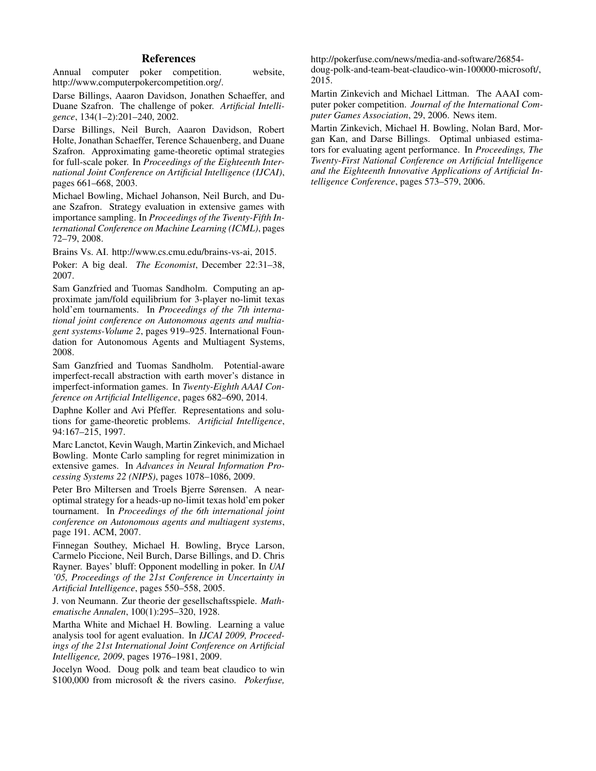## References

Annual computer poker competition. website, http://www.computerpokercompetition.org/.

Darse Billings, Aaaron Davidson, Jonathen Schaeffer, and Duane Szafron. The challenge of poker. *Artificial Intelligence*, 134(1–2):201–240, 2002.

Darse Billings, Neil Burch, Aaaron Davidson, Robert Holte, Jonathan Schaeffer, Terence Schauenberg, and Duane Szafron. Approximating game-theoretic optimal strategies for full-scale poker. In *Proceedings of the Eighteenth International Joint Conference on Artificial Intelligence (IJCAI)*, pages 661–668, 2003.

Michael Bowling, Michael Johanson, Neil Burch, and Duane Szafron. Strategy evaluation in extensive games with importance sampling. In *Proceedings of the Twenty-Fifth International Conference on Machine Learning (ICML)*, pages 72–79, 2008.

Brains Vs. AI. http://www.cs.cmu.edu/brains-vs-ai, 2015.

Poker: A big deal. *The Economist*, December 22:31–38, 2007.

Sam Ganzfried and Tuomas Sandholm. Computing an approximate jam/fold equilibrium for 3-player no-limit texas hold'em tournaments. In *Proceedings of the 7th international joint conference on Autonomous agents and multiagent systems-Volume 2*, pages 919–925. International Foundation for Autonomous Agents and Multiagent Systems, 2008.

Sam Ganzfried and Tuomas Sandholm. Potential-aware imperfect-recall abstraction with earth mover's distance in imperfect-information games. In *Twenty-Eighth AAAI Conference on Artificial Intelligence*, pages 682–690, 2014.

Daphne Koller and Avi Pfeffer. Representations and solutions for game-theoretic problems. *Artificial Intelligence*, 94:167–215, 1997.

Marc Lanctot, Kevin Waugh, Martin Zinkevich, and Michael Bowling. Monte Carlo sampling for regret minimization in extensive games. In *Advances in Neural Information Processing Systems 22 (NIPS)*, pages 1078–1086, 2009.

Peter Bro Miltersen and Troels Bjerre Sørensen. A near-optimal strategy for a heads-up no-limit texas hold'em poker tournament. In *Proceedings of the 6th international joint conference on Autonomous agents and multiagent systems*, page 191. ACM, 2007.

Finnegan Southey, Michael H. Bowling, Bryce Larson, Carmelo Piccione, Neil Burch, Darse Billings, and D. Chris Rayner. Bayes' bluff: Opponent modelling in poker. In *UAI '05, Proceedings of the 21st Conference in Uncertainty in Artificial Intelligence*, pages 550–558, 2005.

J. von Neumann. Zur theorie der gesellschaftsspiele. *Mathematische Annalen*, 100(1):295–320, 1928.

Martha White and Michael H. Bowling. Learning a value analysis tool for agent evaluation. In *IJCAI 2009, Proceedings of the 21st International Joint Conference on Artificial Intelligence, 2009*, pages 1976–1981, 2009.

Jocelyn Wood. Doug polk and team beat claudico to win \$100,000 from microsoft & the rivers casino. *Pokerfuse,* http://pokerfuse.com/news/media-and-software/26854-doug-polk-and-team-beat-claudico-win-100000-microsoft/, 2015.

Martin Zinkevich and Michael Littman. The AAAI computer poker competition. *Journal of the International Computer Games Association*, 29, 2006. News item.

Martin Zinkevich, Michael H. Bowling, Nolan Bard, Morgan Kan, and Darse Billings. Optimal unbiased estimators for evaluating agent performance. In *Proceedings, The Twenty-First National Conference on Artificial Intelligence and the Eighteenth Innovative Applications of Artificial Intelligence Conference*, pages 573–579, 2006.